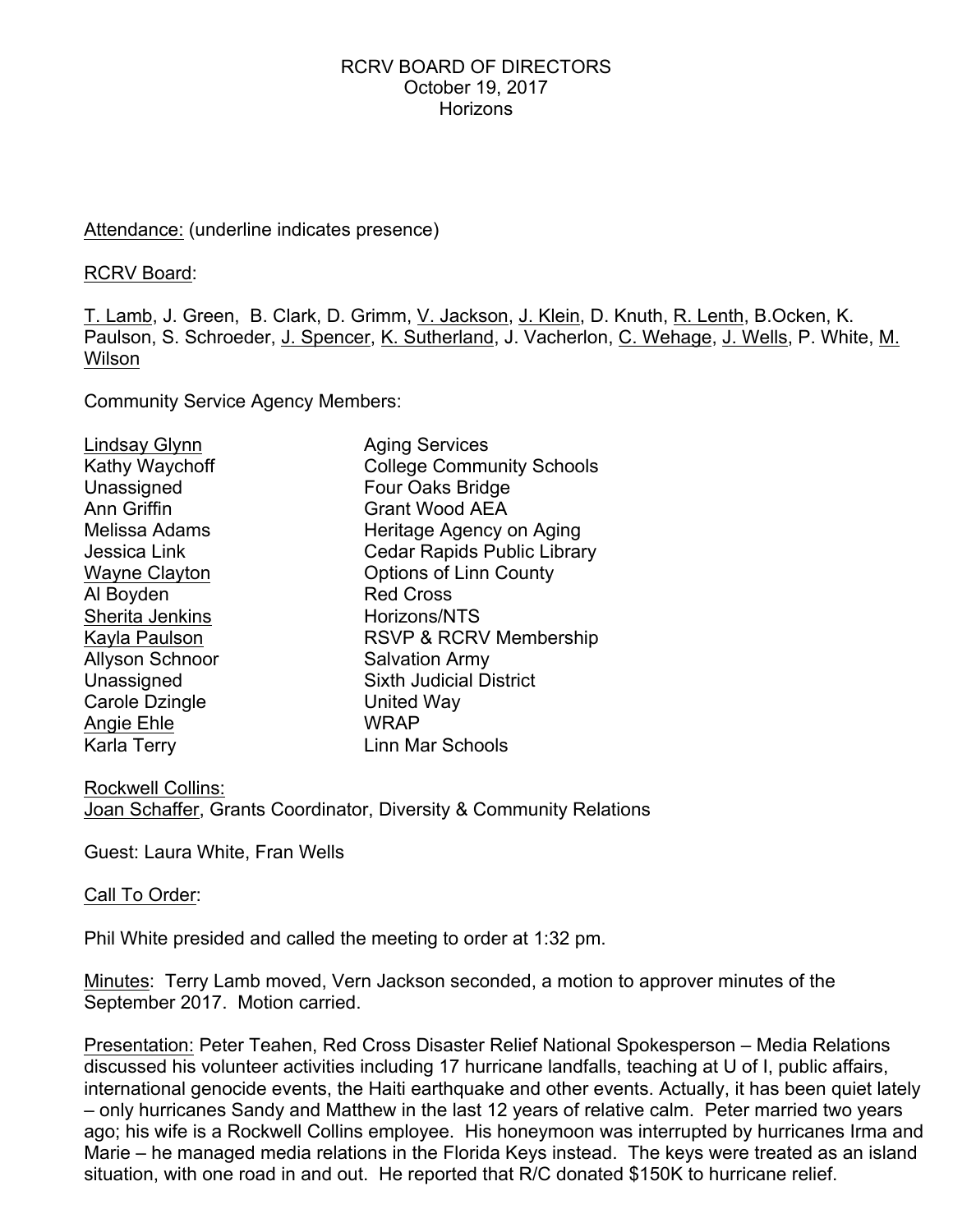RCRV BOARD OF DIRECTORS
October 19, 2017
Horizons

<u>Attendance:</u> (underline indicates presence)

<u>RCRV Board</u>:

<u>T. Lamb</u>, J. Green, B. Clark, D. Grimm, <u>V. Jackson</u>, <u>J. Klein</u>, D. Knuth, <u>R. Lenth</u>, B.Ocken, K. Paulson, S. Schroeder, <u>J. Spencer</u>, <u>K. Sutherland</u>, J. Vacherlon, <u>C. Wehage</u>, <u>J. Wells</u>, P. White, <u>M. Wilson</u>

Community Service Agency Members:

| | |
|---|---|
| <u>Lindsay Glynn</u> | Aging Services |
| Kathy Waychoff | College Community Schools |
| Unassigned | Four Oaks Bridge |
| Ann Griffin | Grant Wood AEA |
| Melissa Adams | Heritage Agency on Aging |
| Jessica Link | Cedar Rapids Public Library |
| <u>Wayne Clayton</u> | Options of Linn County |
| Al Boyden | Red Cross |
| <u>Sherita Jenkins</u> | Horizons/NTS |
| <u>Kayla Paulson</u> | RSVP & RCRV Membership |
| Allyson Schnoor | Salvation Army |
| Unassigned | Sixth Judicial District |
| Carole Dzingle | United Way |
| <u>Angie Ehle</u> | WRAP |
| Karla Terry | Linn Mar Schools |

<u>Rockwell Collins:</u>
<u>Joan Schaffer</u>, Grants Coordinator, Diversity & Community Relations

Guest: Laura White, Fran Wells

<u>Call To Order</u>:

Phil White presided and called the meeting to order at 1:32 pm.

<u>Minutes</u>: Terry Lamb moved, Vern Jackson seconded, a motion to approver minutes of the September 2017. Motion carried.

<u>Presentation:</u> Peter Teahen, Red Cross Disaster Relief National Spokesperson – Media Relations discussed his volunteer activities including 17 hurricane landfalls, teaching at U of I, public affairs, international genocide events, the Haiti earthquake and other events. Actually, it has been quiet lately – only hurricanes Sandy and Matthew in the last 12 years of relative calm. Peter married two years ago; his wife is a Rockwell Collins employee. His honeymoon was interrupted by hurricanes Irma and Marie – he managed media relations in the Florida Keys instead. The keys were treated as an island situation, with one road in and out. He reported that R/C donated $150K to hurricane relief.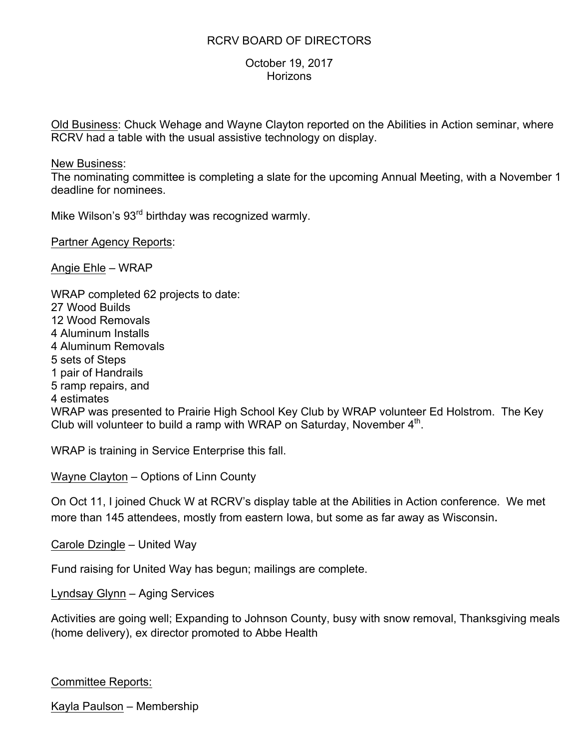RCRV BOARD OF DIRECTORS

October 19, 2017
Horizons

Old Business: Chuck Wehage and Wayne Clayton reported on the Abilities in Action seminar, where RCRV had a table with the usual assistive technology on display.

New Business:
The nominating committee is completing a slate for the upcoming Annual Meeting, with a November 1 deadline for nominees.

Mike Wilson's 93rd birthday was recognized warmly.

Partner Agency Reports:

Angie Ehle – WRAP

WRAP completed 62 projects to date:
27 Wood Builds
12 Wood Removals
4 Aluminum Installs
4 Aluminum Removals
5 sets of Steps
1 pair of Handrails
5 ramp repairs, and
4 estimates
WRAP was presented to Prairie High School Key Club by WRAP volunteer Ed Holstrom. The Key Club will volunteer to build a ramp with WRAP on Saturday, November 4th.

WRAP is training in Service Enterprise this fall.

Wayne Clayton – Options of Linn County

On Oct 11, I joined Chuck W at RCRV's display table at the Abilities in Action conference. We met more than 145 attendees, mostly from eastern Iowa, but some as far away as Wisconsin.

Carole Dzingle – United Way

Fund raising for United Way has begun; mailings are complete.

Lyndsay Glynn – Aging Services

Activities are going well; Expanding to Johnson County, busy with snow removal, Thanksgiving meals (home delivery), ex director promoted to Abbe Health

Committee Reports:

Kayla Paulson – Membership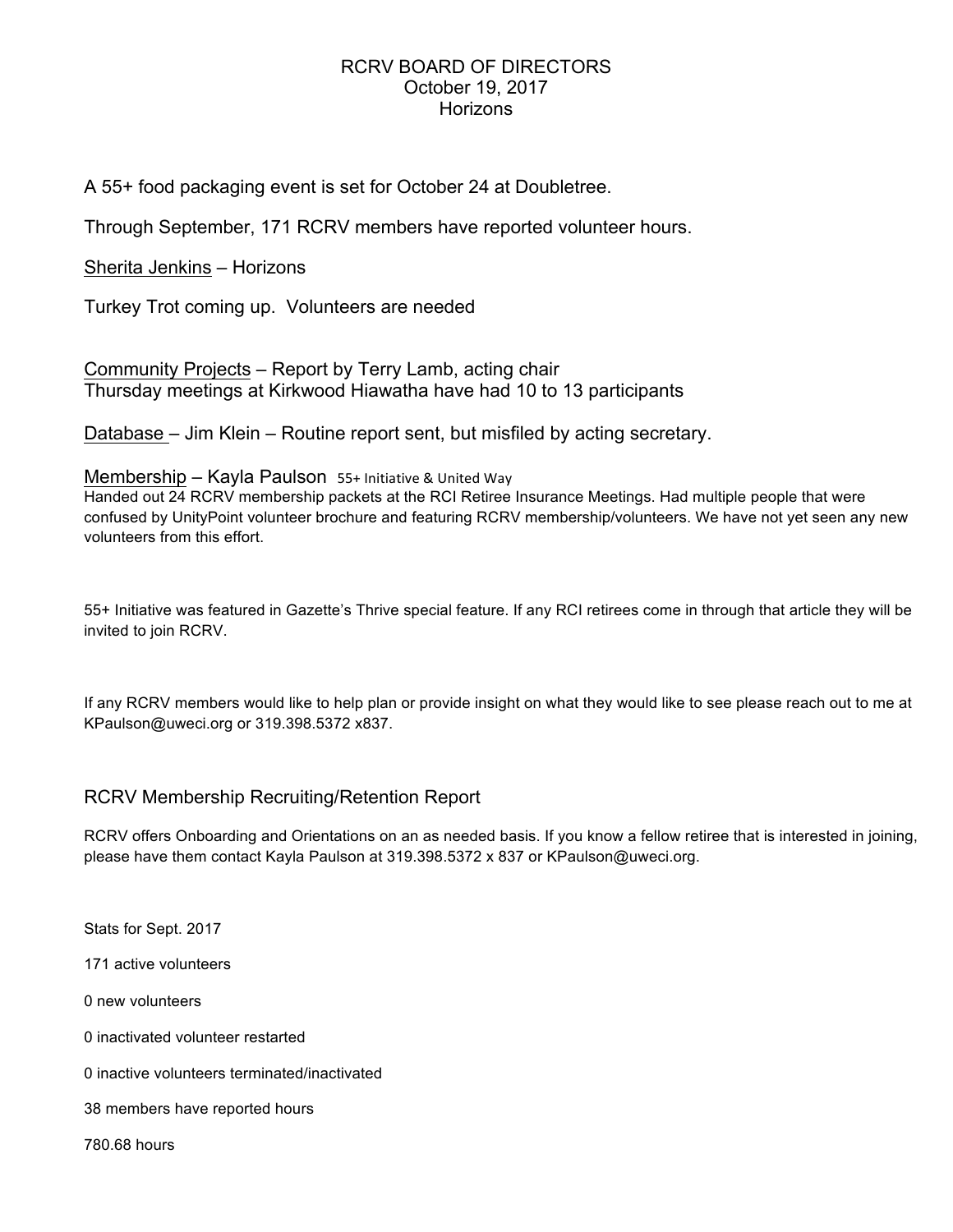RCRV BOARD OF DIRECTORS
October 19, 2017
Horizons

A 55+ food packaging event is set for October 24 at Doubletree.

Through September, 171 RCRV members have reported volunteer hours.

Sherita Jenkins – Horizons

Turkey Trot coming up. Volunteers are needed

Community Projects – Report by Terry Lamb, acting chair
Thursday meetings at Kirkwood Hiawatha have had 10 to 13 participants

Database – Jim Klein – Routine report sent, but misfiled by acting secretary.

Membership – Kayla Paulson 55+ Initiative & United Way
Handed out 24 RCRV membership packets at the RCI Retiree Insurance Meetings. Had multiple people that were confused by UnityPoint volunteer brochure and featuring RCRV membership/volunteers. We have not yet seen any new volunteers from this effort.

55+ Initiative was featured in Gazette's Thrive special feature. If any RCI retirees come in through that article they will be invited to join RCRV.

If any RCRV members would like to help plan or provide insight on what they would like to see please reach out to me at KPaulson@uweci.org or 319.398.5372 x837.

## RCRV Membership Recruiting/Retention Report

RCRV offers Onboarding and Orientations on an as needed basis. If you know a fellow retiree that is interested in joining, please have them contact Kayla Paulson at 319.398.5372 x 837 or KPaulson@uweci.org.

Stats for Sept. 2017

171 active volunteers

0 new volunteers

0 inactivated volunteer restarted

0 inactive volunteers terminated/inactivated

38 members have reported hours

780.68 hours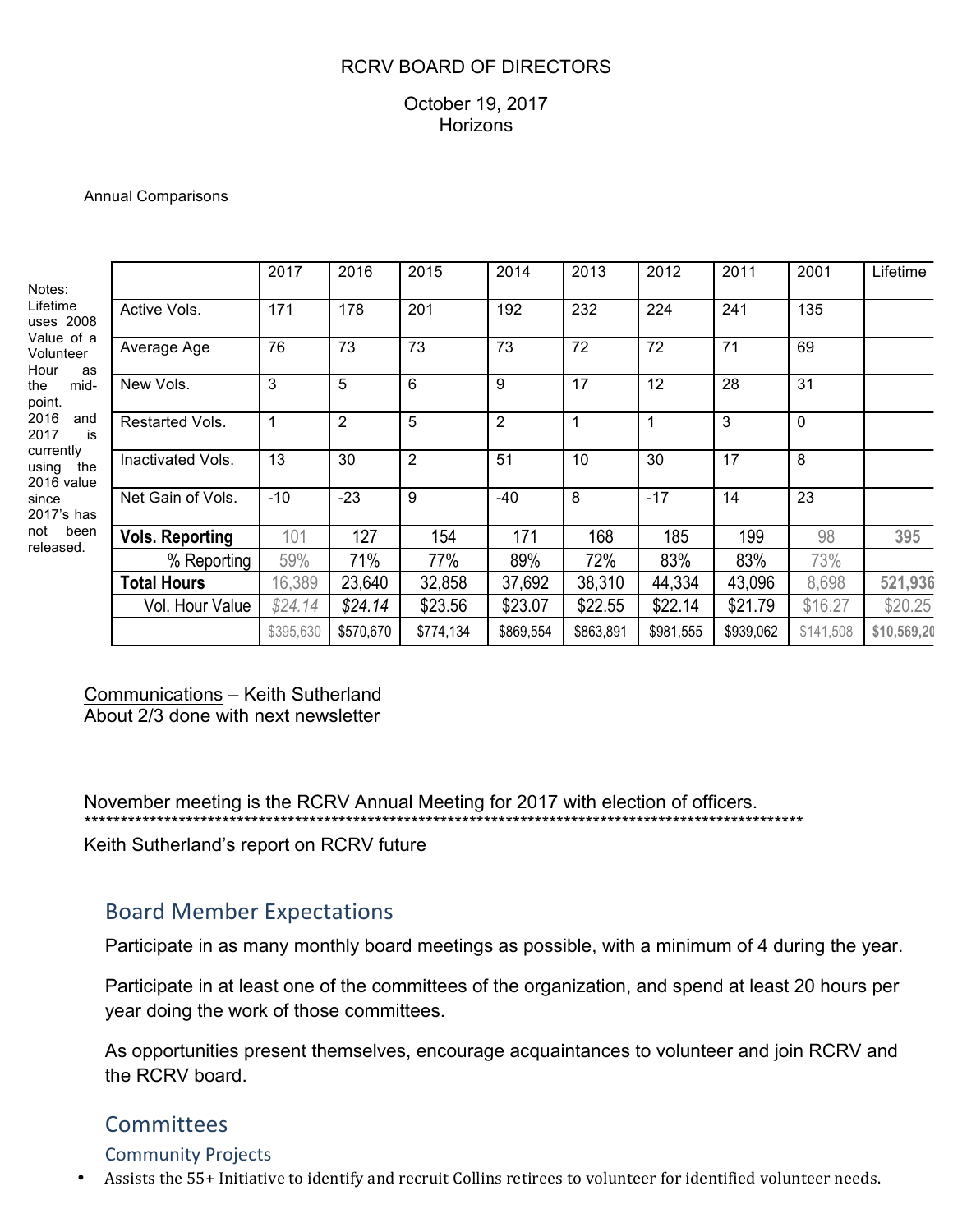RCRV BOARD OF DIRECTORS

October 19, 2017
Horizons

Annual Comparisons

Notes: Lifetime uses 2008 Value of a Volunteer Hour as the mid-point. 2016 and 2017 is currently using the 2016 value since 2017's has not been released.

| | 2017 | 2016 | 2015 | 2014 | 2013 | 2012 | 2011 | 2001 | Lifetime |
|---|---|---|---|---|---|---|---|---|---|
| Active Vols. | 171 | 178 | 201 | 192 | 232 | 224 | 241 | 135 | |
| Average Age | 76 | 73 | 73 | 73 | 72 | 72 | 71 | 69 | |
| New Vols. | 3 | 5 | 6 | 9 | 17 | 12 | 28 | 31 | |
| Restarted Vols. | 1 | 2 | 5 | 2 | 1 | 1 | 3 | 0 | |
| Inactivated Vols. | 13 | 30 | 2 | 51 | 10 | 30 | 17 | 8 | |
| Net Gain of Vols. | -10 | -23 | 9 | -40 | 8 | -17 | 14 | 23 | |
| **Vols. Reporting** | 101 | 127 | 154 | 171 | 168 | 185 | 199 | 98 | **395** |
| % Reporting | 59% | 71% | 77% | 89% | 72% | 83% | 83% | 73% | |
| **Total Hours** | 16,389 | 23,640 | 32,858 | 37,692 | 38,310 | 44,334 | 43,096 | 8,698 | **521,936** |
| Vol. Hour Value | *$24.14* | *$24.14* | $23.56 | $23.07 | $22.55 | $22.14 | $21.79 | $16.27 | $20.25 |
| | $395,630 | $570,670 | $774,134 | $869,554 | $863,891 | $981,555 | $939,062 | $141,508 | **$10,569,20** |

Communications – Keith Sutherland
About 2/3 done with next newsletter

November meeting is the RCRV Annual Meeting for 2017 with election of officers.
*******************************************************************************************************

Keith Sutherland's report on RCRV future

## Board Member Expectations

Participate in as many monthly board meetings as possible, with a minimum of 4 during the year.

Participate in at least one of the committees of the organization, and spend at least 20 hours per year doing the work of those committees.

As opportunities present themselves, encourage acquaintances to volunteer and join RCRV and the RCRV board.

## Committees

### Community Projects

- Assists the 55+ Initiative to identify and recruit Collins retirees to volunteer for identified volunteer needs.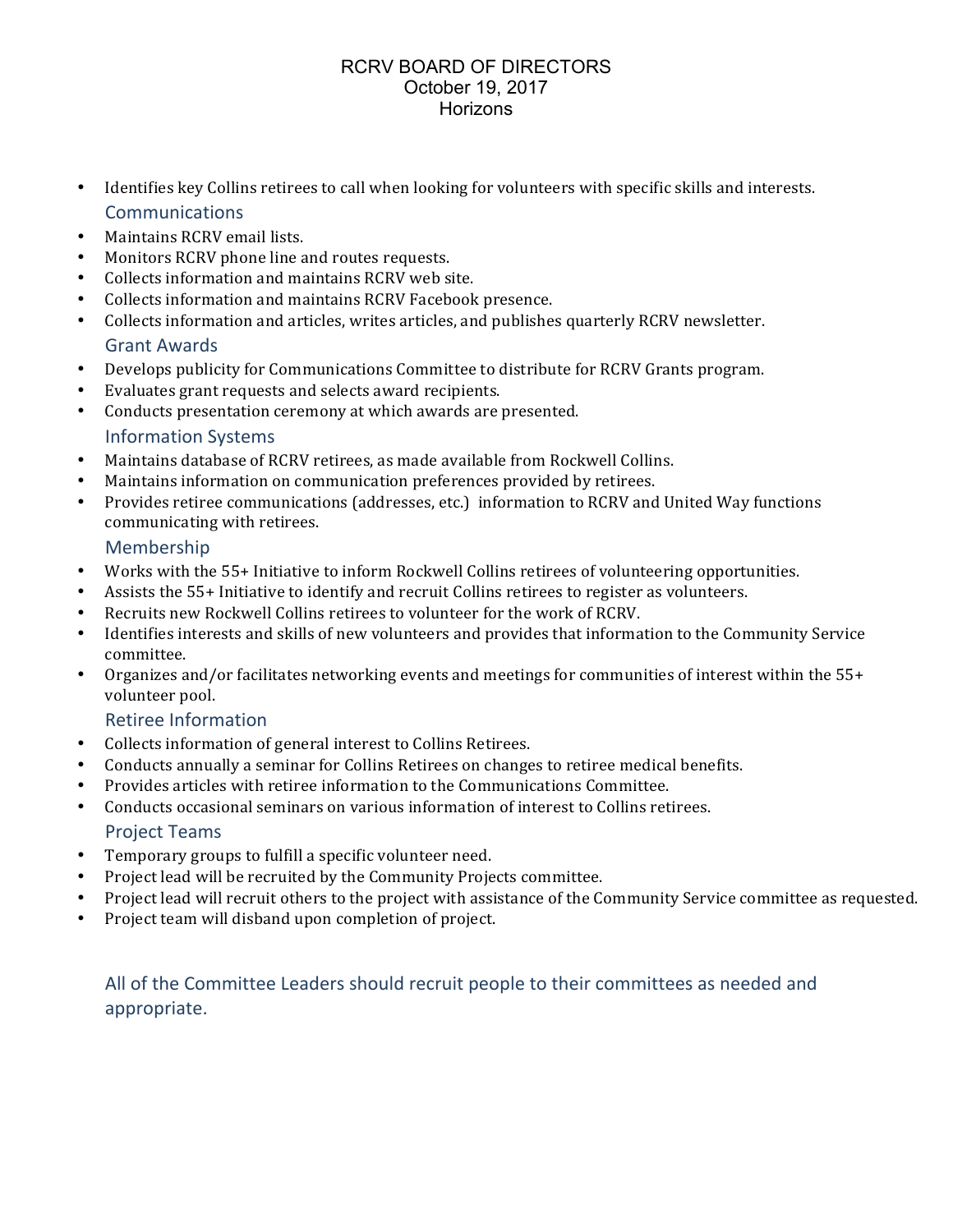- Identifies key Collins retirees to call when looking for volunteers with specific skills and interests.

### Communications

- Maintains RCRV email lists.
- Monitors RCRV phone line and routes requests.
- Collects information and maintains RCRV web site.
- Collects information and maintains RCRV Facebook presence.
- Collects information and articles, writes articles, and publishes quarterly RCRV newsletter.

### Grant Awards

- Develops publicity for Communications Committee to distribute for RCRV Grants program.
- Evaluates grant requests and selects award recipients.
- Conducts presentation ceremony at which awards are presented.

### Information Systems

- Maintains database of RCRV retirees, as made available from Rockwell Collins.
- Maintains information on communication preferences provided by retirees.
- Provides retiree communications (addresses, etc.) information to RCRV and United Way functions communicating with retirees.

### Membership

- Works with the 55+ Initiative to inform Rockwell Collins retirees of volunteering opportunities.
- Assists the 55+ Initiative to identify and recruit Collins retirees to register as volunteers.
- Recruits new Rockwell Collins retirees to volunteer for the work of RCRV.
- Identifies interests and skills of new volunteers and provides that information to the Community Service committee.
- Organizes and/or facilitates networking events and meetings for communities of interest within the 55+ volunteer pool.

### Retiree Information

- Collects information of general interest to Collins Retirees.
- Conducts annually a seminar for Collins Retirees on changes to retiree medical benefits.
- Provides articles with retiree information to the Communications Committee.
- Conducts occasional seminars on various information of interest to Collins retirees.

### Project Teams

- Temporary groups to fulfill a specific volunteer need.
- Project lead will be recruited by the Community Projects committee.
- Project lead will recruit others to the project with assistance of the Community Service committee as requested.
- Project team will disband upon completion of project.

All of the Committee Leaders should recruit people to their committees as needed and appropriate.